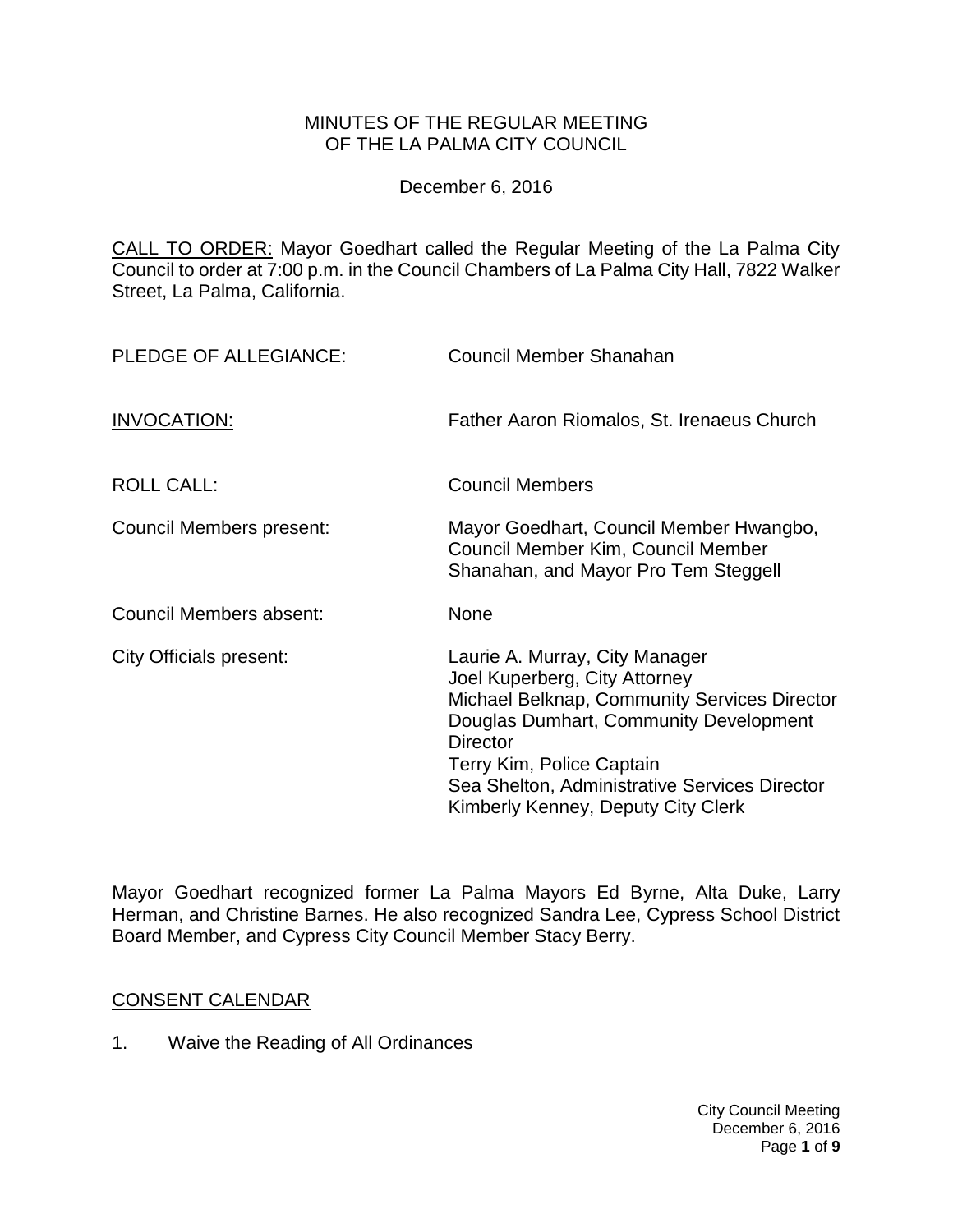# MINUTES OF THE REGULAR MEETING OF THE LA PALMA CITY COUNCIL

December 6, 2016

CALL TO ORDER: Mayor Goedhart called the Regular Meeting of the La Palma City Council to order at 7:00 p.m. in the Council Chambers of La Palma City Hall, 7822 Walker Street, La Palma, California.

| | |
|---|---|
| PLEDGE OF ALLEGIANCE: | Council Member Shanahan |
| INVOCATION: | Father Aaron Riomalos, St. Irenaeus Church |
| ROLL CALL: | Council Members |
| Council Members present: | Mayor Goedhart, Council Member Hwangbo, Council Member Kim, Council Member Shanahan, and Mayor Pro Tem Steggell |
| Council Members absent: | None |
| City Officials present: | Laurie A. Murray, City Manager<br>Joel Kuperberg, City Attorney<br>Michael Belknap, Community Services Director<br>Douglas Dumhart, Community Development Director<br>Terry Kim, Police Captain<br>Sea Shelton, Administrative Services Director<br>Kimberly Kenney, Deputy City Clerk |

Mayor Goedhart recognized former La Palma Mayors Ed Byrne, Alta Duke, Larry Herman, and Christine Barnes. He also recognized Sandra Lee, Cypress School District Board Member, and Cypress City Council Member Stacy Berry.

## CONSENT CALENDAR

1. Waive the Reading of All Ordinances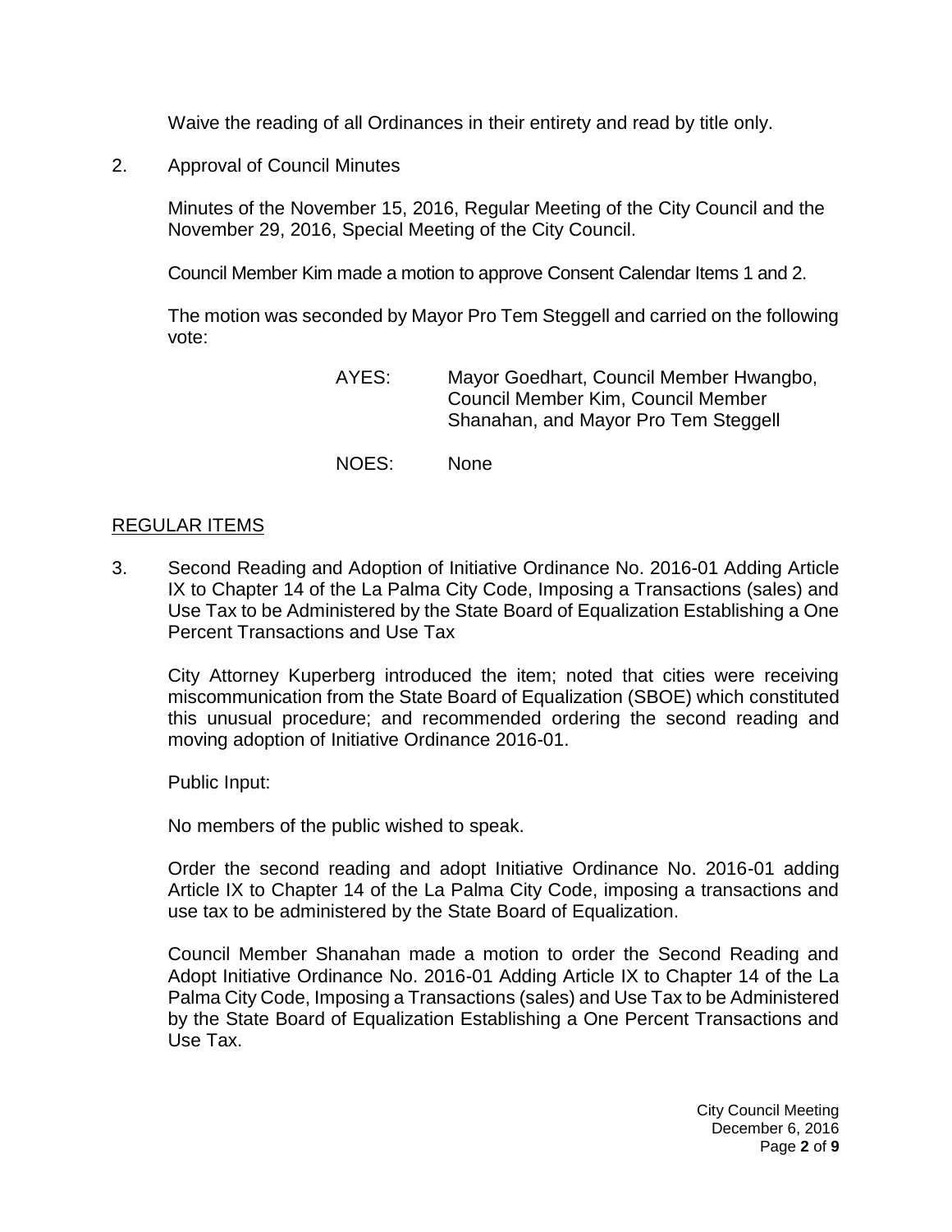Waive the reading of all Ordinances in their entirety and read by title only.

2. Approval of Council Minutes

   Minutes of the November 15, 2016, Regular Meeting of the City Council and the November 29, 2016, Special Meeting of the City Council.

   Council Member Kim made a motion to approve Consent Calendar Items 1 and 2.

   The motion was seconded by Mayor Pro Tem Steggell and carried on the following vote:

   AYES: Mayor Goedhart, Council Member Hwangbo, Council Member Kim, Council Member Shanahan, and Mayor Pro Tem Steggell

   NOES: None

## REGULAR ITEMS

3. Second Reading and Adoption of Initiative Ordinance No. 2016-01 Adding Article IX to Chapter 14 of the La Palma City Code, Imposing a Transactions (sales) and Use Tax to be Administered by the State Board of Equalization Establishing a One Percent Transactions and Use Tax

   City Attorney Kuperberg introduced the item; noted that cities were receiving miscommunication from the State Board of Equalization (SBOE) which constituted this unusual procedure; and recommended ordering the second reading and moving adoption of Initiative Ordinance 2016-01.

   Public Input:

   No members of the public wished to speak.

   Order the second reading and adopt Initiative Ordinance No. 2016-01 adding Article IX to Chapter 14 of the La Palma City Code, imposing a transactions and use tax to be administered by the State Board of Equalization.

   Council Member Shanahan made a motion to order the Second Reading and Adopt Initiative Ordinance No. 2016-01 Adding Article IX to Chapter 14 of the La Palma City Code, Imposing a Transactions (sales) and Use Tax to be Administered by the State Board of Equalization Establishing a One Percent Transactions and Use Tax.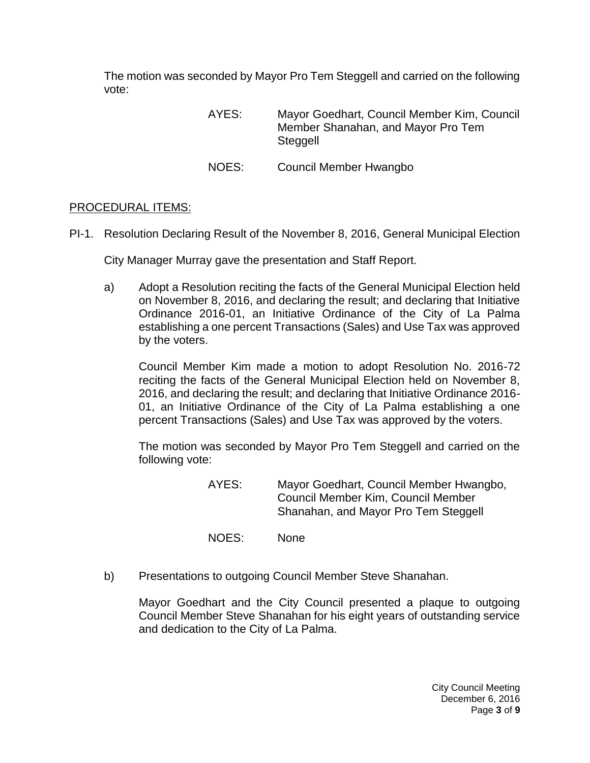The motion was seconded by Mayor Pro Tem Steggell and carried on the following vote:

AYES: Mayor Goedhart, Council Member Kim, Council Member Shanahan, and Mayor Pro Tem Steggell

NOES: Council Member Hwangbo

PROCEDURAL ITEMS:

PI-1. Resolution Declaring Result of the November 8, 2016, General Municipal Election

City Manager Murray gave the presentation and Staff Report.

a) Adopt a Resolution reciting the facts of the General Municipal Election held on November 8, 2016, and declaring the result; and declaring that Initiative Ordinance 2016-01, an Initiative Ordinance of the City of La Palma establishing a one percent Transactions (Sales) and Use Tax was approved by the voters.

Council Member Kim made a motion to adopt Resolution No. 2016-72 reciting the facts of the General Municipal Election held on November 8, 2016, and declaring the result; and declaring that Initiative Ordinance 2016-01, an Initiative Ordinance of the City of La Palma establishing a one percent Transactions (Sales) and Use Tax was approved by the voters.

The motion was seconded by Mayor Pro Tem Steggell and carried on the following vote:

AYES: Mayor Goedhart, Council Member Hwangbo, Council Member Kim, Council Member Shanahan, and Mayor Pro Tem Steggell

NOES: None

b) Presentations to outgoing Council Member Steve Shanahan.

Mayor Goedhart and the City Council presented a plaque to outgoing Council Member Steve Shanahan for his eight years of outstanding service and dedication to the City of La Palma.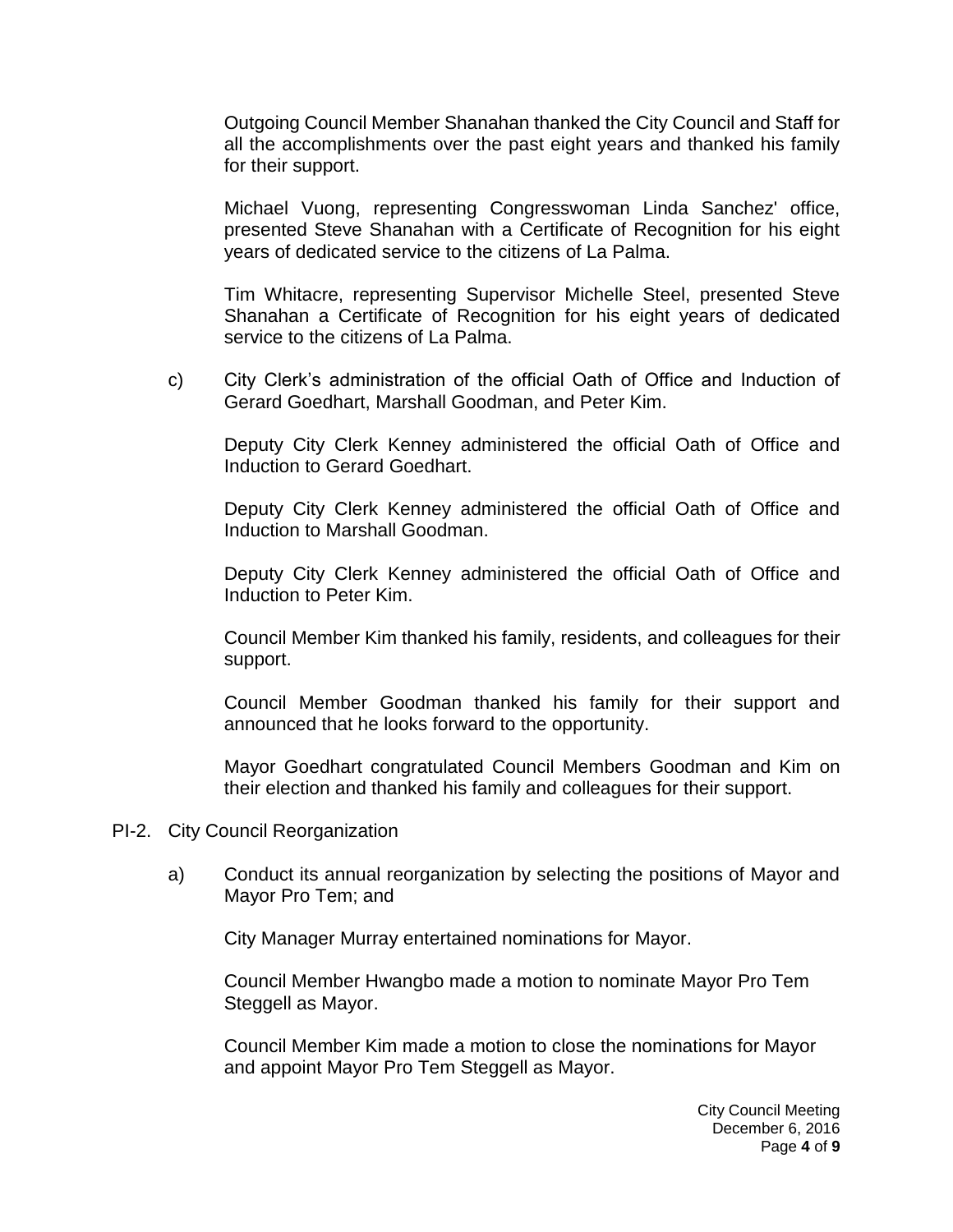Outgoing Council Member Shanahan thanked the City Council and Staff for all the accomplishments over the past eight years and thanked his family for their support.

Michael Vuong, representing Congresswoman Linda Sanchez' office, presented Steve Shanahan with a Certificate of Recognition for his eight years of dedicated service to the citizens of La Palma.

Tim Whitacre, representing Supervisor Michelle Steel, presented Steve Shanahan a Certificate of Recognition for his eight years of dedicated service to the citizens of La Palma.

c) City Clerk's administration of the official Oath of Office and Induction of Gerard Goedhart, Marshall Goodman, and Peter Kim.

Deputy City Clerk Kenney administered the official Oath of Office and Induction to Gerard Goedhart.

Deputy City Clerk Kenney administered the official Oath of Office and Induction to Marshall Goodman.

Deputy City Clerk Kenney administered the official Oath of Office and Induction to Peter Kim.

Council Member Kim thanked his family, residents, and colleagues for their support.

Council Member Goodman thanked his family for their support and announced that he looks forward to the opportunity.

Mayor Goedhart congratulated Council Members Goodman and Kim on their election and thanked his family and colleagues for their support.

PI-2. City Council Reorganization

a) Conduct its annual reorganization by selecting the positions of Mayor and Mayor Pro Tem; and

City Manager Murray entertained nominations for Mayor.

Council Member Hwangbo made a motion to nominate Mayor Pro Tem Steggell as Mayor.

Council Member Kim made a motion to close the nominations for Mayor and appoint Mayor Pro Tem Steggell as Mayor.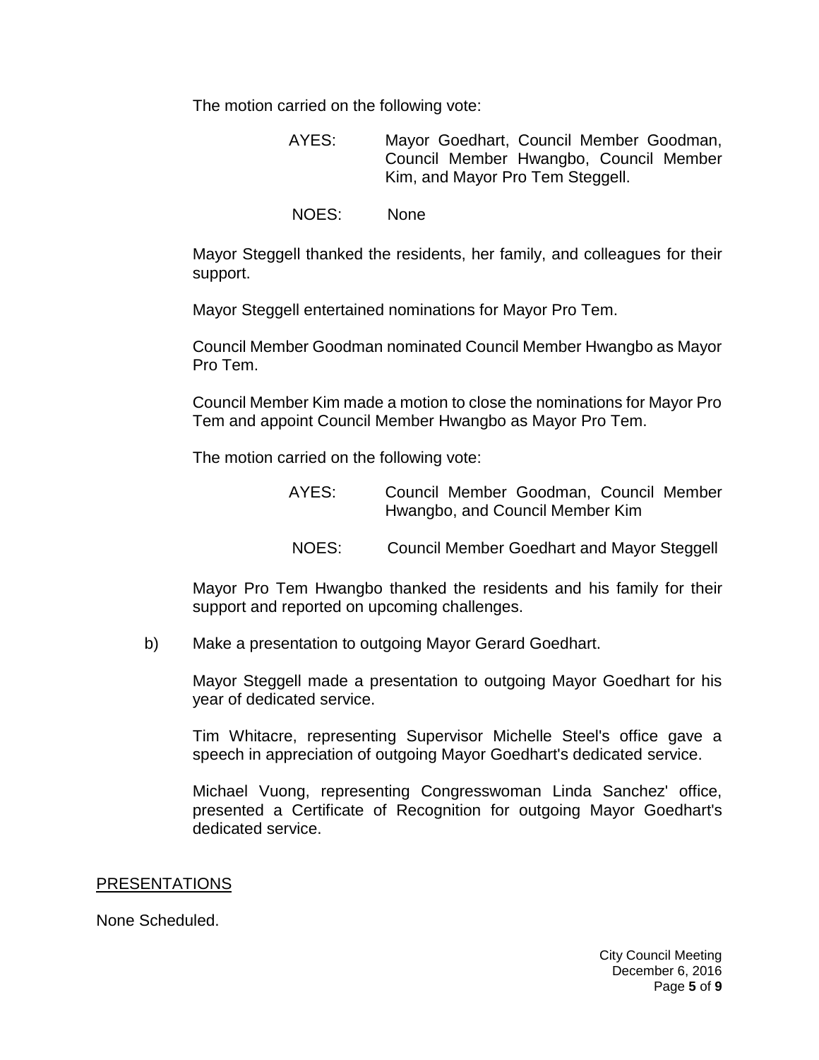The motion carried on the following vote:

AYES: Mayor Goedhart, Council Member Goodman, Council Member Hwangbo, Council Member Kim, and Mayor Pro Tem Steggell.

NOES: None

Mayor Steggell thanked the residents, her family, and colleagues for their support.

Mayor Steggell entertained nominations for Mayor Pro Tem.

Council Member Goodman nominated Council Member Hwangbo as Mayor Pro Tem.

Council Member Kim made a motion to close the nominations for Mayor Pro Tem and appoint Council Member Hwangbo as Mayor Pro Tem.

The motion carried on the following vote:

AYES: Council Member Goodman, Council Member Hwangbo, and Council Member Kim

NOES: Council Member Goedhart and Mayor Steggell

Mayor Pro Tem Hwangbo thanked the residents and his family for their support and reported on upcoming challenges.

b) Make a presentation to outgoing Mayor Gerard Goedhart.

Mayor Steggell made a presentation to outgoing Mayor Goedhart for his year of dedicated service.

Tim Whitacre, representing Supervisor Michelle Steel's office gave a speech in appreciation of outgoing Mayor Goedhart's dedicated service.

Michael Vuong, representing Congresswoman Linda Sanchez' office, presented a Certificate of Recognition for outgoing Mayor Goedhart's dedicated service.

## PRESENTATIONS

None Scheduled.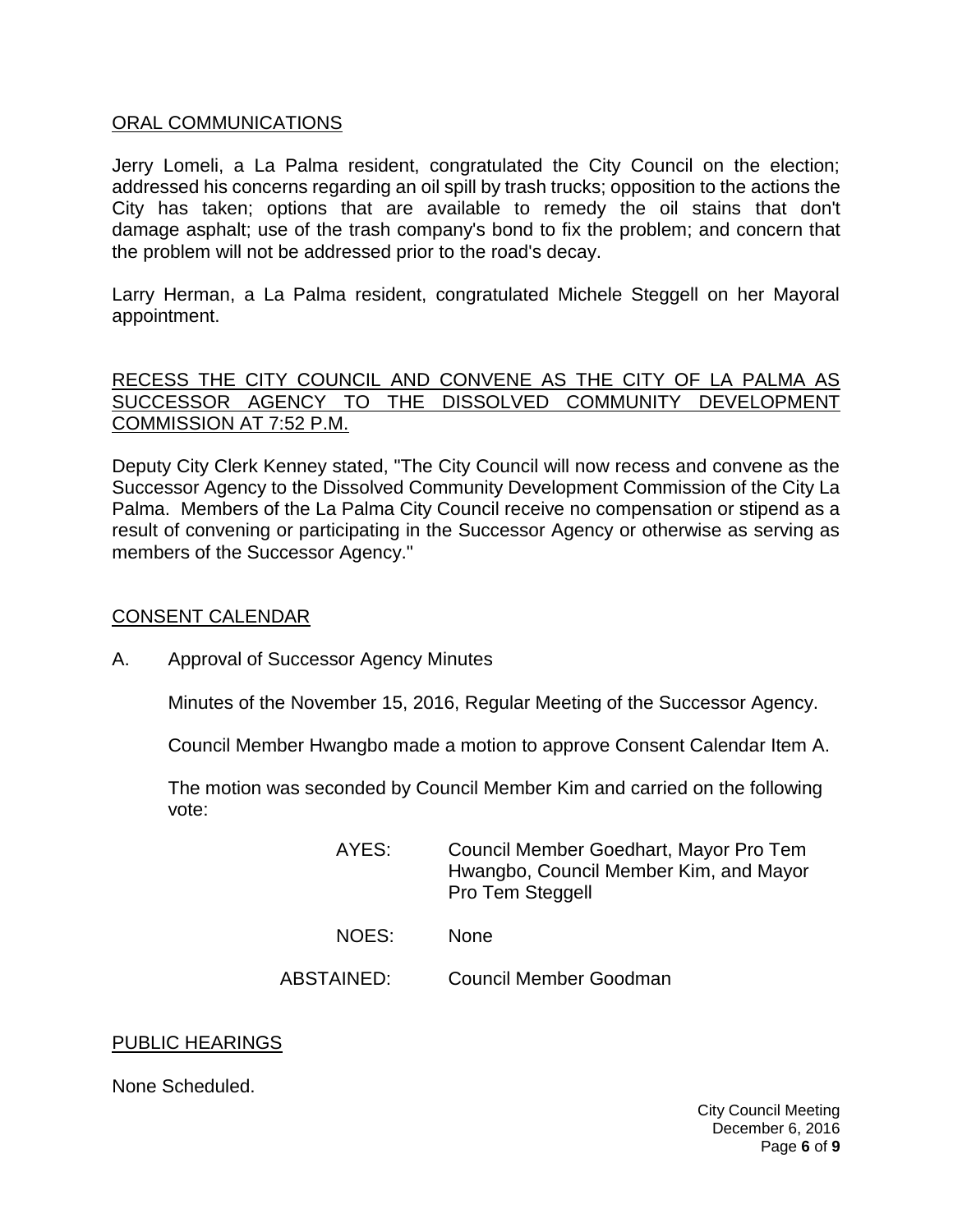## ORAL COMMUNICATIONS

Jerry Lomeli, a La Palma resident, congratulated the City Council on the election; addressed his concerns regarding an oil spill by trash trucks; opposition to the actions the City has taken; options that are available to remedy the oil stains that don't damage asphalt; use of the trash company's bond to fix the problem; and concern that the problem will not be addressed prior to the road's decay.

Larry Herman, a La Palma resident, congratulated Michele Steggell on her Mayoral appointment.

## RECESS THE CITY COUNCIL AND CONVENE AS THE CITY OF LA PALMA AS SUCCESSOR AGENCY TO THE DISSOLVED COMMUNITY DEVELOPMENT COMMISSION AT 7:52 P.M.

Deputy City Clerk Kenney stated, "The City Council will now recess and convene as the Successor Agency to the Dissolved Community Development Commission of the City La Palma. Members of the La Palma City Council receive no compensation or stipend as a result of convening or participating in the Successor Agency or otherwise as serving as members of the Successor Agency."

## CONSENT CALENDAR

A. Approval of Successor Agency Minutes

Minutes of the November 15, 2016, Regular Meeting of the Successor Agency.

Council Member Hwangbo made a motion to approve Consent Calendar Item A.

The motion was seconded by Council Member Kim and carried on the following vote:

AYES: Council Member Goedhart, Mayor Pro Tem Hwangbo, Council Member Kim, and Mayor Pro Tem Steggell

NOES: None

ABSTAINED: Council Member Goodman

## PUBLIC HEARINGS

None Scheduled.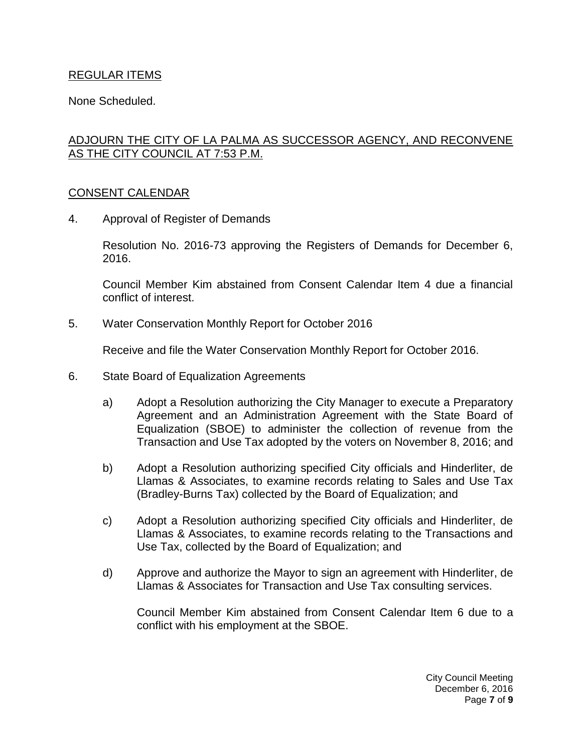## REGULAR ITEMS

None Scheduled.

## ADJOURN THE CITY OF LA PALMA AS SUCCESSOR AGENCY, AND RECONVENE AS THE CITY COUNCIL AT 7:53 P.M.

## CONSENT CALENDAR

4. Approval of Register of Demands

   Resolution No. 2016-73 approving the Registers of Demands for December 6, 2016.

   Council Member Kim abstained from Consent Calendar Item 4 due a financial conflict of interest.

5. Water Conservation Monthly Report for October 2016

   Receive and file the Water Conservation Monthly Report for October 2016.

6. State Board of Equalization Agreements

   a) Adopt a Resolution authorizing the City Manager to execute a Preparatory Agreement and an Administration Agreement with the State Board of Equalization (SBOE) to administer the collection of revenue from the Transaction and Use Tax adopted by the voters on November 8, 2016; and

   b) Adopt a Resolution authorizing specified City officials and Hinderliter, de Llamas & Associates, to examine records relating to Sales and Use Tax (Bradley-Burns Tax) collected by the Board of Equalization; and

   c) Adopt a Resolution authorizing specified City officials and Hinderliter, de Llamas & Associates, to examine records relating to the Transactions and Use Tax, collected by the Board of Equalization; and

   d) Approve and authorize the Mayor to sign an agreement with Hinderliter, de Llamas & Associates for Transaction and Use Tax consulting services.

   Council Member Kim abstained from Consent Calendar Item 6 due to a conflict with his employment at the SBOE.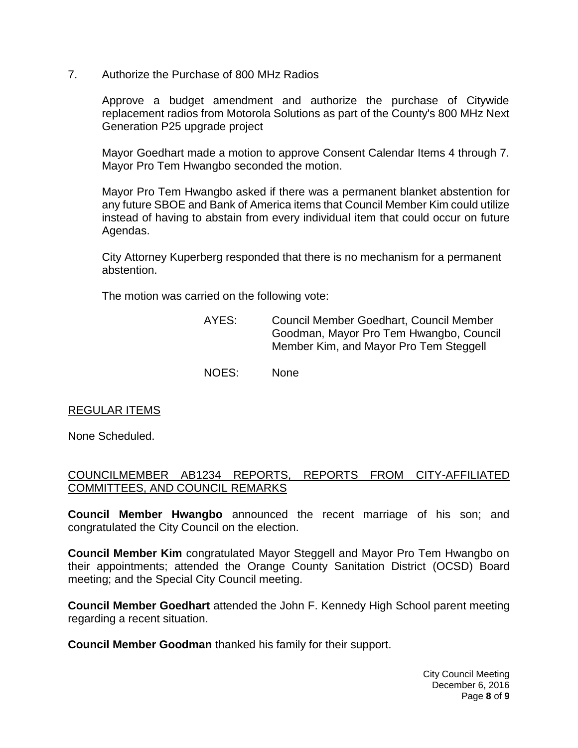7. Authorize the Purchase of 800 MHz Radios

   Approve a budget amendment and authorize the purchase of Citywide replacement radios from Motorola Solutions as part of the County's 800 MHz Next Generation P25 upgrade project

   Mayor Goedhart made a motion to approve Consent Calendar Items 4 through 7. Mayor Pro Tem Hwangbo seconded the motion.

   Mayor Pro Tem Hwangbo asked if there was a permanent blanket abstention for any future SBOE and Bank of America items that Council Member Kim could utilize instead of having to abstain from every individual item that could occur on future Agendas.

   City Attorney Kuperberg responded that there is no mechanism for a permanent abstention.

   The motion was carried on the following vote:

   AYES: Council Member Goedhart, Council Member Goodman, Mayor Pro Tem Hwangbo, Council Member Kim, and Mayor Pro Tem Steggell

   NOES: None

REGULAR ITEMS

None Scheduled.

COUNCILMEMBER AB1234 REPORTS, REPORTS FROM CITY-AFFILIATED COMMITTEES, AND COUNCIL REMARKS

**Council Member Hwangbo** announced the recent marriage of his son; and congratulated the City Council on the election.

**Council Member Kim** congratulated Mayor Steggell and Mayor Pro Tem Hwangbo on their appointments; attended the Orange County Sanitation District (OCSD) Board meeting; and the Special City Council meeting.

**Council Member Goedhart** attended the John F. Kennedy High School parent meeting regarding a recent situation.

**Council Member Goodman** thanked his family for their support.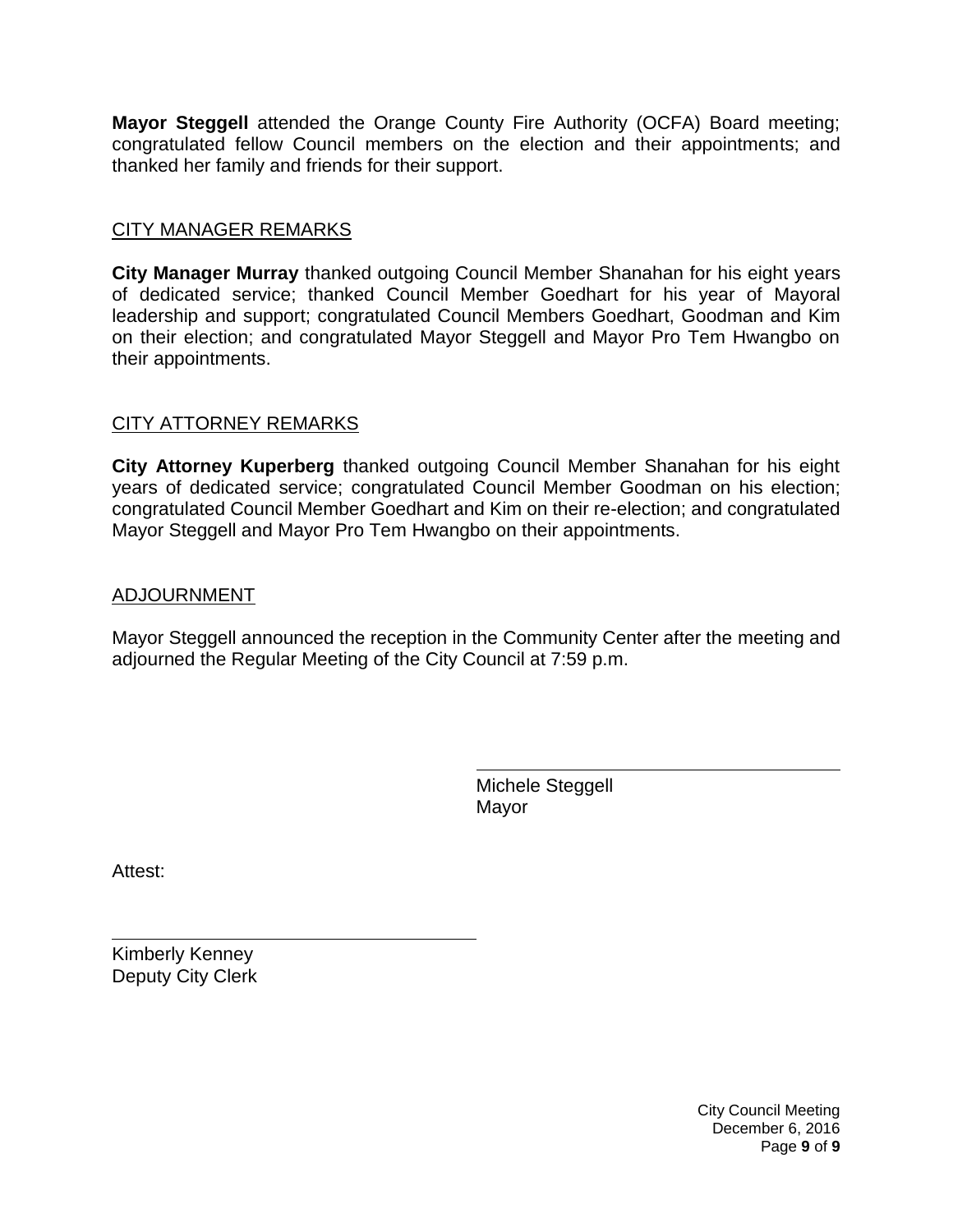**Mayor Steggell** attended the Orange County Fire Authority (OCFA) Board meeting; congratulated fellow Council members on the election and their appointments; and thanked her family and friends for their support.

## CITY MANAGER REMARKS

**City Manager Murray** thanked outgoing Council Member Shanahan for his eight years of dedicated service; thanked Council Member Goedhart for his year of Mayoral leadership and support; congratulated Council Members Goedhart, Goodman and Kim on their election; and congratulated Mayor Steggell and Mayor Pro Tem Hwangbo on their appointments.

## CITY ATTORNEY REMARKS

**City Attorney Kuperberg** thanked outgoing Council Member Shanahan for his eight years of dedicated service; congratulated Council Member Goodman on his election; congratulated Council Member Goedhart and Kim on their re-election; and congratulated Mayor Steggell and Mayor Pro Tem Hwangbo on their appointments.

## ADJOURNMENT

Mayor Steggell announced the reception in the Community Center after the meeting and adjourned the Regular Meeting of the City Council at 7:59 p.m.

\_\_\_\_\_\_\_\_\_\_\_\_\_\_\_\_\_\_\_\_\_\_\_\_\_\_\_\_\_\_\_\_\_\_\_\_

Michele Steggell
Mayor

Attest:

\_\_\_\_\_\_\_\_\_\_\_\_\_\_\_\_\_\_\_\_\_\_\_\_\_\_\_\_\_\_\_\_\_\_\_\_

Kimberly Kenney
Deputy City Clerk